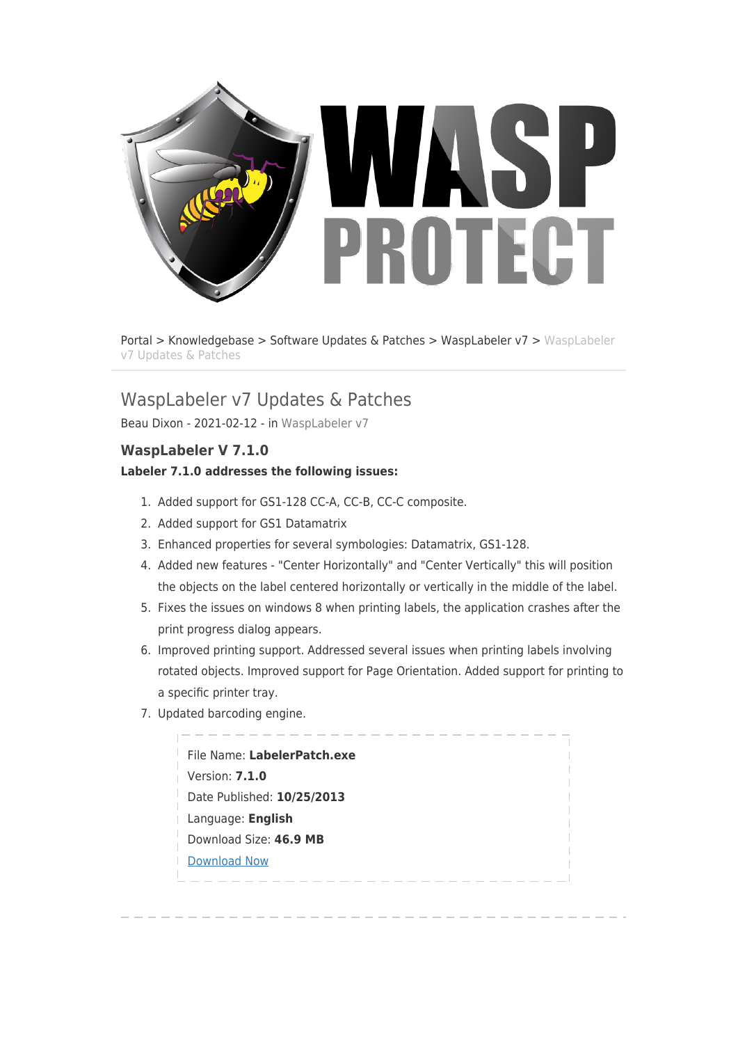Portal > Knowledgebase > Software Updates & Patches > WaspLabeler v7 > WaspLabeler v7 Updates & Patches

# WaspLabeler v7 Updates & Patches

Beau Dixon - 2021-02-12 - in WaspLabeler v7

## WaspLabeler V 7.1.0

**Labeler 7.1.0 addresses the following issues:**

1. Added support for GS1-128 CC-A, CC-B, CC-C composite.
2. Added support for GS1 Datamatrix
3. Enhanced properties for several symbologies: Datamatrix, GS1-128.
4. Added new features - "Center Horizontally" and "Center Vertically" this will position the objects on the label centered horizontally or vertically in the middle of the label.
5. Fixes the issues on windows 8 when printing labels, the application crashes after the print progress dialog appears.
6. Improved printing support. Addressed several issues when printing labels involving rotated objects. Improved support for Page Orientation. Added support for printing to a specific printer tray.
7. Updated barcoding engine.

File Name: **LabelerPatch.exe**
Version: **7.1.0**
Date Published: **10/25/2013**
Language: **English**
Download Size: **46.9 MB**
Download Now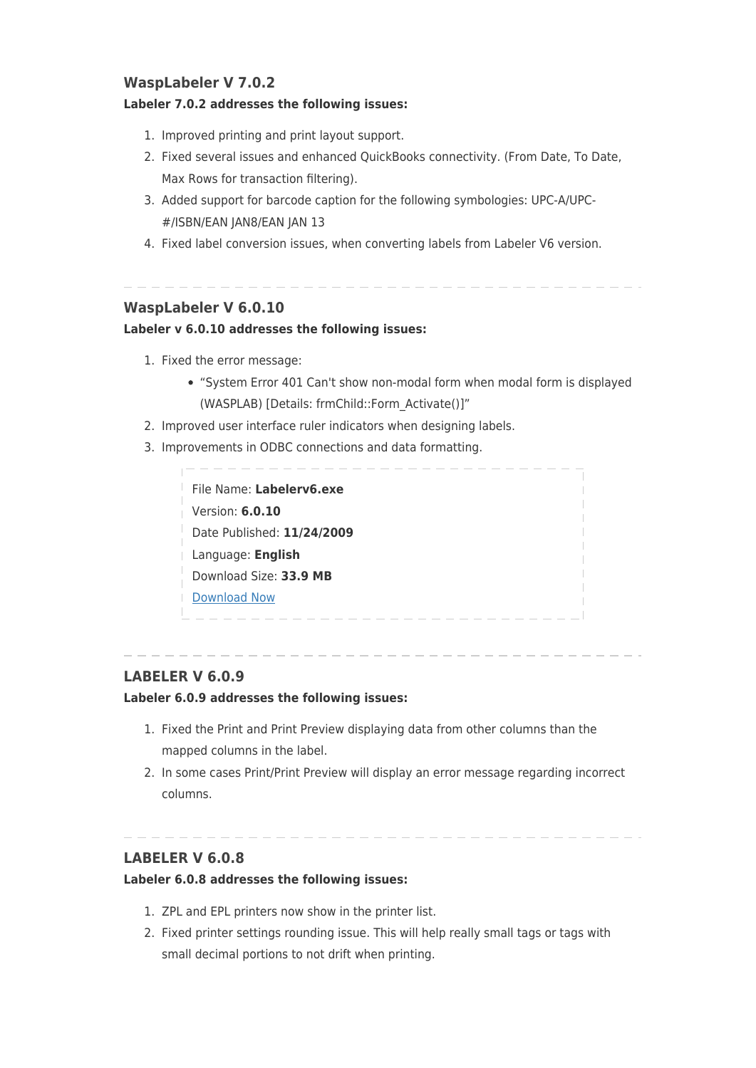### WaspLabeler V 7.0.2

**Labeler 7.0.2 addresses the following issues:**

1. Improved printing and print layout support.
2. Fixed several issues and enhanced QuickBooks connectivity. (From Date, To Date, Max Rows for transaction filtering).
3. Added support for barcode caption for the following symbologies: UPC-A/UPC-#/ISBN/EAN JAN8/EAN JAN 13
4. Fixed label conversion issues, when converting labels from Labeler V6 version.

---

### WaspLabeler V 6.0.10

**Labeler v 6.0.10 addresses the following issues:**

1. Fixed the error message:
   - "System Error 401 Can't show non-modal form when modal form is displayed (WASPLAB) [Details: frmChild::Form_Activate()]"
2. Improved user interface ruler indicators when designing labels.
3. Improvements in ODBC connections and data formatting.

> File Name: **Labelerv6.exe**
> Version: **6.0.10**
> Date Published: **11/24/2009**
> Language: **English**
> Download Size: **33.9 MB**
> Download Now

---

### LABELER V 6.0.9

**Labeler 6.0.9 addresses the following issues:**

1. Fixed the Print and Print Preview displaying data from other columns than the mapped columns in the label.
2. In some cases Print/Print Preview will display an error message regarding incorrect columns.

---

### LABELER V 6.0.8

**Labeler 6.0.8 addresses the following issues:**

1. ZPL and EPL printers now show in the printer list.
2. Fixed printer settings rounding issue. This will help really small tags or tags with small decimal portions to not drift when printing.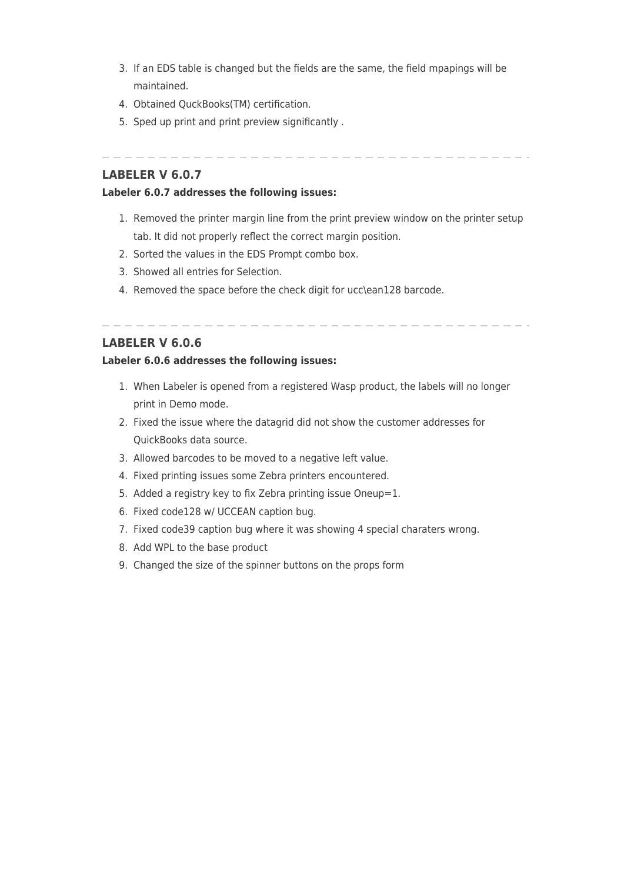3. If an EDS table is changed but the fields are the same, the field mpapings will be maintained.
4. Obtained QuckBooks(TM) certification.
5. Sped up print and print preview significantly .

---

## LABELER V 6.0.7

**Labeler 6.0.7 addresses the following issues:**

1. Removed the printer margin line from the print preview window on the printer setup tab. It did not properly reflect the correct margin position.
2. Sorted the values in the EDS Prompt combo box.
3. Showed all entries for Selection.
4. Removed the space before the check digit for ucc\ean128 barcode.

---

## LABELER V 6.0.6

**Labeler 6.0.6 addresses the following issues:**

1. When Labeler is opened from a registered Wasp product, the labels will no longer print in Demo mode.
2. Fixed the issue where the datagrid did not show the customer addresses for QuickBooks data source.
3. Allowed barcodes to be moved to a negative left value.
4. Fixed printing issues some Zebra printers encountered.
5. Added a registry key to fix Zebra printing issue Oneup=1.
6. Fixed code128 w/ UCCEAN caption bug.
7. Fixed code39 caption bug where it was showing 4 special charaters wrong.
8. Add WPL to the base product
9. Changed the size of the spinner buttons on the props form